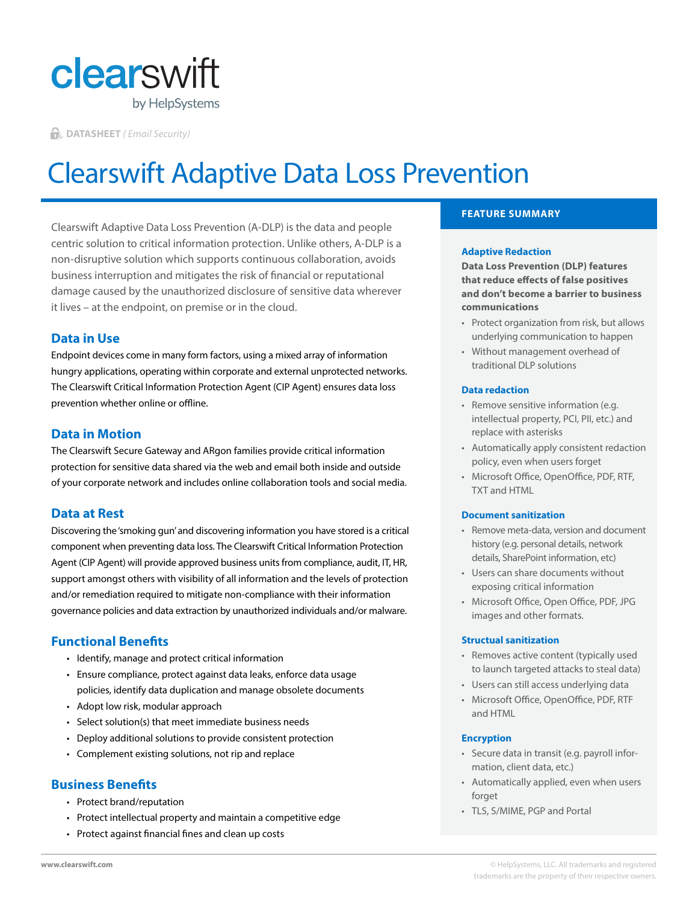clearswift
by HelpSystems

**DATASHEET** *(Email Security)*

# Clearswift Adaptive Data Loss Prevention

Clearswift Adaptive Data Loss Prevention (A-DLP) is the data and people centric solution to critical information protection. Unlike others, A-DLP is a non-disruptive solution which supports continuous collaboration, avoids business interruption and mitigates the risk of financial or reputational damage caused by the unauthorized disclosure of sensitive data wherever it lives – at the endpoint, on premise or in the cloud.

## Data in Use

Endpoint devices come in many form factors, using a mixed array of information hungry applications, operating within corporate and external unprotected networks. The Clearswift Critical Information Protection Agent (CIP Agent) ensures data loss prevention whether online or offline.

## Data in Motion

The Clearswift Secure Gateway and ARgon families provide critical information protection for sensitive data shared via the web and email both inside and outside of your corporate network and includes online collaboration tools and social media.

## Data at Rest

Discovering the 'smoking gun' and discovering information you have stored is a critical component when preventing data loss. The Clearswift Critical Information Protection Agent (CIP Agent) will provide approved business units from compliance, audit, IT, HR, support amongst others with visibility of all information and the levels of protection and/or remediation required to mitigate non-compliance with their information governance policies and data extraction by unauthorized individuals and/or malware.

## Functional Benefits

- Identify, manage and protect critical information
- Ensure compliance, protect against data leaks, enforce data usage policies, identify data duplication and manage obsolete documents
- Adopt low risk, modular approach
- Select solution(s) that meet immediate business needs
- Deploy additional solutions to provide consistent protection
- Complement existing solutions, not rip and replace

## Business Benefits

- Protect brand/reputation
- Protect intellectual property and maintain a competitive edge
- Protect against financial fines and clean up costs

## FEATURE SUMMARY

### Adaptive Redaction

**Data Loss Prevention (DLP) features that reduce effects of false positives and don't become a barrier to business communications**

- Protect organization from risk, but allows underlying communication to happen
- Without management overhead of traditional DLP solutions

### Data redaction

- Remove sensitive information (e.g. intellectual property, PCI, PII, etc.) and replace with asterisks
- Automatically apply consistent redaction policy, even when users forget
- Microsoft Office, OpenOffice, PDF, RTF, TXT and HTML

### Document sanitization

- Remove meta-data, version and document history (e.g. personal details, network details, SharePoint information, etc)
- Users can share documents without exposing critical information
- Microsoft Office, Open Office, PDF, JPG images and other formats.

### Structual sanitization

- Removes active content (typically used to launch targeted attacks to steal data)
- Users can still access underlying data
- Microsoft Office, OpenOffice, PDF, RTF and HTML

### Encryption

- Secure data in transit (e.g. payroll information, client data, etc.)
- Automatically applied, even when users forget
- TLS, S/MIME, PGP and Portal

www.clearswift.com

© HelpSystems, LLC. All trademarks and registered trademarks are the property of their respective owners.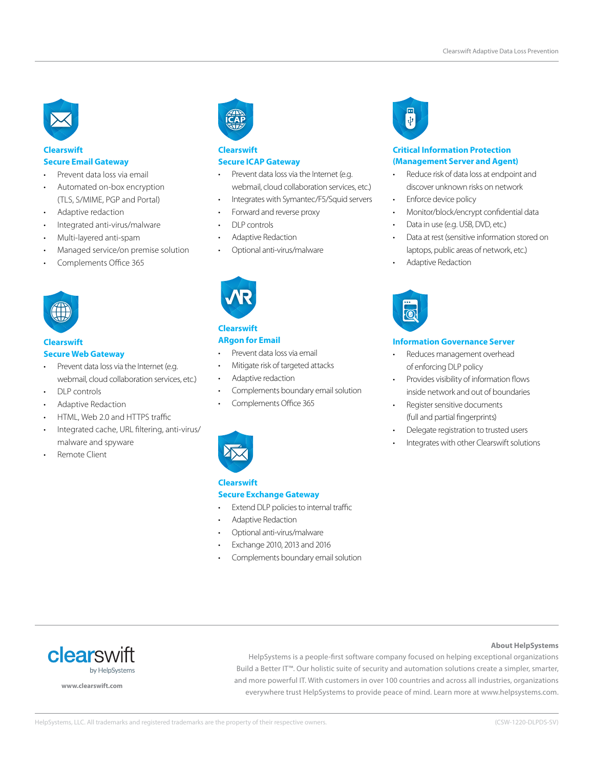### Clearswift Secure Email Gateway

- Prevent data loss via email
- Automated on-box encryption (TLS, S/MIME, PGP and Portal)
- Adaptive redaction
- Integrated anti-virus/malware
- Multi-layered anti-spam
- Managed service/on premise solution
- Complements Office 365

### Clearswift Secure Web Gateway

- Prevent data loss via the Internet (e.g. webmail, cloud collaboration services, etc.)
- DLP controls
- Adaptive Redaction
- HTML, Web 2.0 and HTTPS traffic
- Integrated cache, URL filtering, anti-virus/ malware and spyware
- Remote Client

### Clearswift Secure ICAP Gateway

- Prevent data loss via the Internet (e.g. webmail, cloud collaboration services, etc.)
- Integrates with Symantec/F5/Squid servers
- Forward and reverse proxy
- DLP controls
- Adaptive Redaction
- Optional anti-virus/malware

### Clearswift ARgon for Email

- Prevent data loss via email
- Mitigate risk of targeted attacks
- Adaptive redaction
- Complements boundary email solution
- Complements Office 365

### Clearswift Secure Exchange Gateway

- Extend DLP policies to internal traffic
- Adaptive Redaction
- Optional anti-virus/malware
- Exchange 2010, 2013 and 2016
- Complements boundary email solution

### Critical Information Protection (Management Server and Agent)

- Reduce risk of data loss at endpoint and discover unknown risks on network
- Enforce device policy
- Monitor/block/encrypt confidential data
- Data in use (e.g. USB, DVD, etc.)
- Data at rest (sensitive information stored on laptops, public areas of network, etc.)
- Adaptive Redaction

### Information Governance Server

- Reduces management overhead of enforcing DLP policy
- Provides visibility of information flows inside network and out of boundaries
- Register sensitive documents (full and partial fingerprints)
- Delegate registration to trusted users
- Integrates with other Clearswift solutions

clearswift
by HelpSystems

**www.clearswift.com**

**About HelpSystems**

HelpSystems is a people-first software company focused on helping exceptional organizations Build a Better IT™. Our holistic suite of security and automation solutions create a simpler, smarter, and more powerful IT. With customers in over 100 countries and across all industries, organizations everywhere trust HelpSystems to provide peace of mind. Learn more at www.helpsystems.com.

HelpSystems, LLC. All trademarks and registered trademarks are the property of their respective owners.

(CSW-1220-DLPDS-SV)